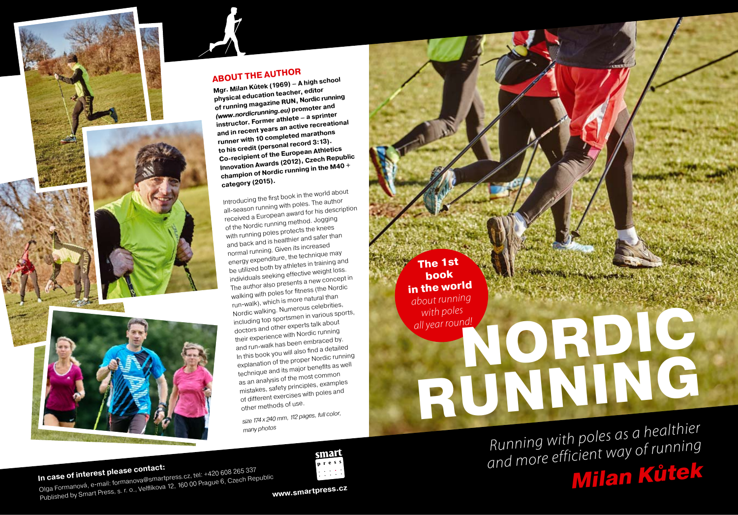# NORDIC RUNNING

**The 1st book in the world** *about running with poles all year round!*

*Running with poles as a healthier and more efficient way of running*

***Milan Kůtek***

## ABOUT THE AUTHOR

**Mgr. Milan Kůtek (1969) – A high school physical education teacher, editor of running magazine RUN, Nordic running *(www.nordicrunning.eu)* promoter and instructor. Former athlete – a sprinter and in recent years an active recreational runner with 10 completed marathons to his credit (personal record 3:13). Co-recipient of the European Athletics Innovation Awards (2012), Czech Republic champion of Nordic running in the M40 + category (2015).**

Introducing the first book in the world about all-season running with poles. The author received a European award for his description of the Nordic running method. Jogging with running poles protects the knees and back and is healthier and safer than normal running. Given its increased energy expenditure, the technique may be utilized both by athletes in training and individuals seeking effective weight loss. The author also presents a new concept in walking with poles for fitness (the Nordic run-walk), which is more natural than Nordic walking. Numerous celebrities, including top sportsmen in various sports, doctors and other experts talk about their experience with Nordic running and run-walk has been embraced by. In this book you will also find a detailed explanation of the proper Nordic running technique and its major benefits as well as an analysis of the most common mistakes, safety principles, examples of different exercises with poles and other methods of use.

*size 174 x 240 mm, 112 pages, full color, many photos*

**In case of interest please contact:**

Olga Formanová, e-mail: formanova@smartpress.cz, tel: +420 608 265 337
Published by Smart Press, s. r. o., Velflíkova 12, 160 00 Prague 6, Czech Republic

smart press

**www.smartpress.cz**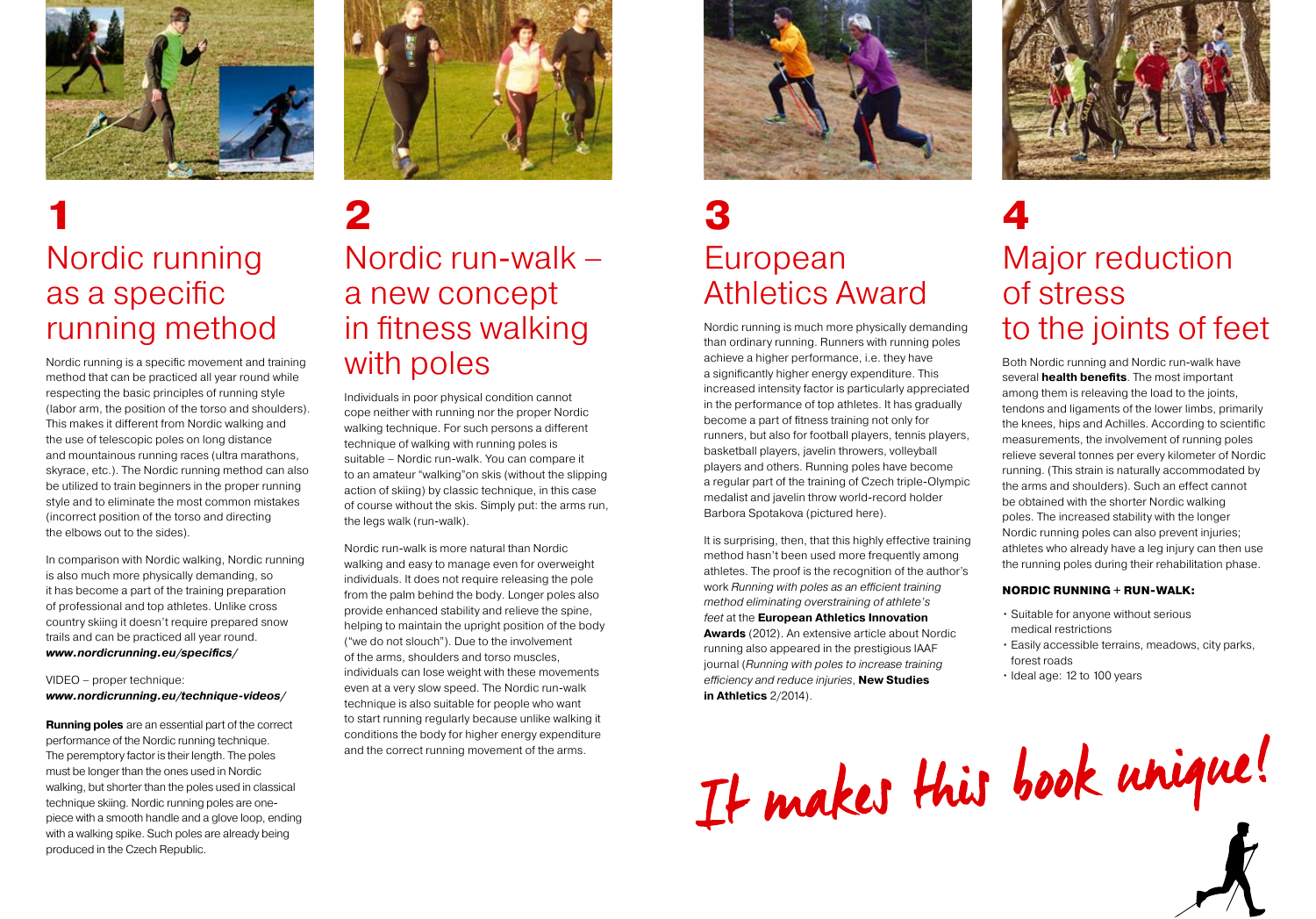## 1

# Nordic running as a specific running method

Nordic running is a specific movement and training method that can be practiced all year round while respecting the basic principles of running style (labor arm, the position of the torso and shoulders). This makes it different from Nordic walking and the use of telescopic poles on long distance and mountainous running races (ultra marathons, skyrace, etc.). The Nordic running method can also be utilized to train beginners in the proper running style and to eliminate the most common mistakes (incorrect position of the torso and directing the elbows out to the sides).

In comparison with Nordic walking, Nordic running is also much more physically demanding, so it has become a part of the training preparation of professional and top athletes. Unlike cross country skiing it doesn´t require prepared snow trails and can be practiced all year round.
***www.nordicrunning.eu/specifics/***

VIDEO – proper technique:
***www.nordicrunning.eu/technique-videos/***

**Running poles** are an essential part of the correct performance of the Nordic running technique. The peremptory factor is their length. The poles must be longer than the ones used in Nordic walking, but shorter than the poles used in classical technique skiing. Nordic running poles are one-piece with a smooth handle and a glove loop, ending with a walking spike. Such poles are already being produced in the Czech Republic.

## 2

# Nordic run-walk – a new concept in fitness walking with poles

Individuals in poor physical condition cannot cope neither with running nor the proper Nordic walking technique. For such persons a different technique of walking with running poles is suitable – Nordic run-walk. You can compare it to an amateur "walking"on skis (without the slipping action of skiing) by classic technique, in this case of course without the skis. Simply put: the arms run, the legs walk (run-walk).

Nordic run-walk is more natural than Nordic walking and easy to manage even for overweight individuals. It does not require releasing the pole from the palm behind the body. Longer poles also provide enhanced stability and relieve the spine, helping to maintain the upright position of the body ("we do not slouch"). Due to the involvement of the arms, shoulders and torso muscles, individuals can lose weight with these movements even at a very slow speed. The Nordic run-walk technique is also suitable for people who want to start running regularly because unlike walking it conditions the body for higher energy expenditure and the correct running movement of the arms.

## 3

# European Athletics Award

Nordic running is much more physically demanding than ordinary running. Runners with running poles achieve a higher performance, i.e. they have a significantly higher energy expenditure. This increased intensity factor is particularly appreciated in the performance of top athletes. It has gradually become a part of fitness training not only for runners, but also for football players, tennis players, basketball players, javelin throwers, volleyball players and others. Running poles have become a regular part of the training of Czech triple-Olympic medalist and javelin throw world-record holder Barbora Spotakova (pictured here).

It is surprising, then, that this highly effective training method hasn't been used more frequently among athletes. The proof is the recognition of the author's work *Running with poles as an efficient training method eliminating overstraining of athlete's feet* at the **European Athletics Innovation Awards** (2012). An extensive article about Nordic running also appeared in the prestigious IAAF journal (*Running with poles to increase training efficiency and reduce injuries*, **New Studies in Athletics** 2/2014).

## 4

# Major reduction of stress to the joints of feet

Both Nordic running and Nordic run-walk have several **health benefits**. The most important among them is releaving the load to the joints, tendons and ligaments of the lower limbs, primarily the knees, hips and Achilles. According to scientific measurements, the involvement of running poles relieve several tonnes per every kilometer of Nordic running. (This strain is naturally accommodated by the arms and shoulders). Such an effect cannot be obtained with the shorter Nordic walking poles. The increased stability with the longer Nordic running poles can also prevent injuries; athletes who already have a leg injury can then use the running poles during their rehabilitation phase.

**NORDIC RUNNING + RUN-WALK:**

- Suitable for anyone without serious medical restrictions
- Easily accessible terrains, meadows, city parks, forest roads
- Ideal age: 12 to 100 years

It makes this book unique!